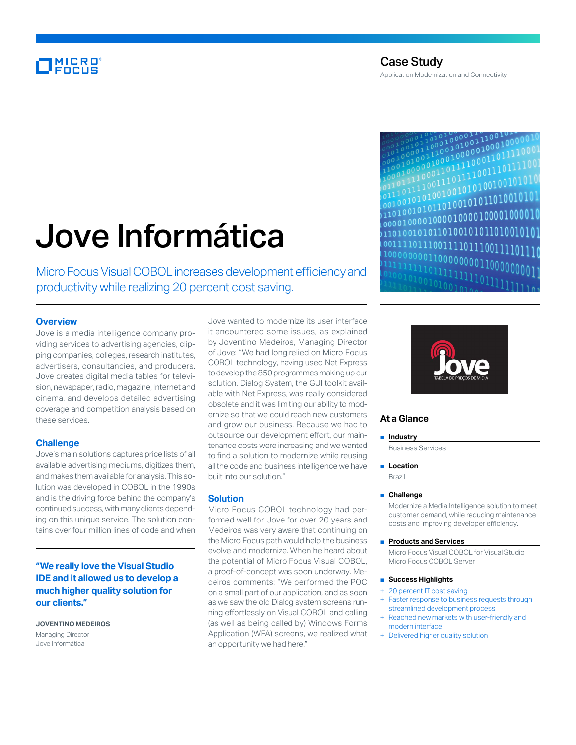Case Study

Application Modernization and Connectivity

# Jove Informática

Micro Focus Visual COBOL increases development efficiency and productivity while realizing 20 percent cost saving.

## Overview

Jove is a media intelligence company providing services to advertising agencies, clipping companies, colleges, research institutes, advertisers, consultancies, and producers. Jove creates digital media tables for television, newspaper, radio, magazine, Internet and cinema, and develops detailed advertising coverage and competition analysis based on these services.

## Challenge

Jove's main solutions captures price lists of all available advertising mediums, digitizes them, and makes them available for analysis. This solution was developed in COBOL in the 1990s and is the driving force behind the company's continued success, with many clients depending on this unique service. The solution contains over four million lines of code and when Jove wanted to modernize its user interface it encountered some issues, as explained by Joventino Medeiros, Managing Director of Jove: "We had long relied on Micro Focus COBOL technology, having used Net Express to develop the 850 programmes making up our solution. Dialog System, the GUI toolkit available with Net Express, was really considered obsolete and it was limiting our ability to modernize so that we could reach new customers and grow our business. Because we had to outsource our development effort, our maintenance costs were increasing and we wanted to find a solution to modernize while reusing all the code and business intelligence we have built into our solution."

**"We really love the Visual Studio IDE and it allowed us to develop a much higher quality solution for our clients."**

**JOVENTINO MEDEIROS**
Managing Director
Jove Informática

## Solution

Micro Focus COBOL technology had performed well for Jove for over 20 years and Medeiros was very aware that continuing on the Micro Focus path would help the business evolve and modernize. When he heard about the potential of Micro Focus Visual COBOL, a proof-of-concept was soon underway. Medeiros comments: "We performed the POC on a small part of our application, and as soon as we saw the old Dialog system screens running effortlessly on Visual COBOL and calling (as well as being called by) Windows Forms Application (WFA) screens, we realized what an opportunity we had here."

## At a Glance

- **Industry**
  Business Services
- **Location**
  Brazil
- **Challenge**
  Modernize a Media Intelligence solution to meet customer demand, while reducing maintenance costs and improving developer efficiency.
- **Products and Services**
  Micro Focus Visual COBOL for Visual Studio
  Micro Focus COBOL Server
- **Success Highlights**
  + 20 percent IT cost saving
  + Faster response to business requests through streamlined development process
  + Reached new markets with user-friendly and modern interface
  + Delivered higher quality solution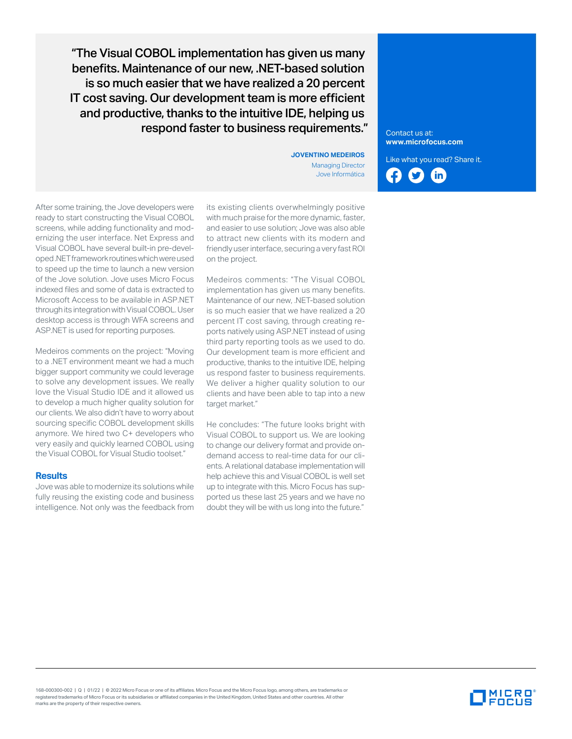> "The Visual COBOL implementation has given us many benefits. Maintenance of our new, .NET-based solution is so much easier that we have realized a 20 percent IT cost saving. Our development team is more efficient and productive, thanks to the intuitive IDE, helping us respond faster to business requirements."
>
> **JOVENTINO MEDEIROS**
> Managing Director
> Jove Informática

Contact us at:
**www.microfocus.com**

Like what you read? Share it.

After some training, the Jove developers were ready to start constructing the Visual COBOL screens, while adding functionality and modernizing the user interface. Net Express and Visual COBOL have several built-in pre-developed .NET framework routines which were used to speed up the time to launch a new version of the Jove solution. Jove uses Micro Focus indexed files and some of data is extracted to Microsoft Access to be available in ASP.NET through its integration with Visual COBOL. User desktop access is through WFA screens and ASP.NET is used for reporting purposes.

Medeiros comments on the project: "Moving to a .NET environment meant we had a much bigger support community we could leverage to solve any development issues. We really love the Visual Studio IDE and it allowed us to develop a much higher quality solution for our clients. We also didn't have to worry about sourcing specific COBOL development skills anymore. We hired two C+ developers who very easily and quickly learned COBOL using the Visual COBOL for Visual Studio toolset."

## Results

Jove was able to modernize its solutions while fully reusing the existing code and business intelligence. Not only was the feedback from its existing clients overwhelmingly positive with much praise for the more dynamic, faster, and easier to use solution; Jove was also able to attract new clients with its modern and friendly user interface, securing a very fast ROI on the project.

Medeiros comments: "The Visual COBOL implementation has given us many benefits. Maintenance of our new, .NET-based solution is so much easier that we have realized a 20 percent IT cost saving, through creating reports natively using ASP.NET instead of using third party reporting tools as we used to do. Our development team is more efficient and productive, thanks to the intuitive IDE, helping us respond faster to business requirements. We deliver a higher quality solution to our clients and have been able to tap into a new target market."

He concludes: "The future looks bright with Visual COBOL to support us. We are looking to change our delivery format and provide on-demand access to real-time data for our clients. A relational database implementation will help achieve this and Visual COBOL is well set up to integrate with this. Micro Focus has supported us these last 25 years and we have no doubt they will be with us long into the future."

168-000300-002 | Q | 01/22 | © 2022 Micro Focus or one of its affiliates. Micro Focus and the Micro Focus logo, among others, are trademarks or registered trademarks of Micro Focus or its subsidiaries or affiliated companies in the United Kingdom, United States and other countries. All other marks are the property of their respective owners.